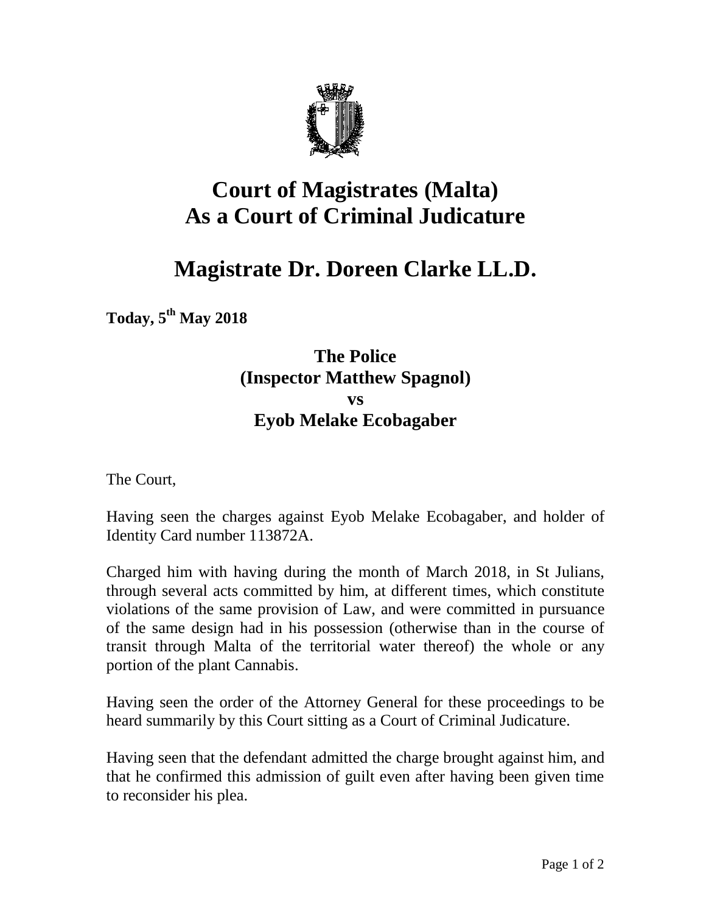# Court of Magistrates (Malta)
# As a Court of Criminal Judicature

# Magistrate Dr. Doreen Clarke LL.D.

**Today, 5th May 2018**

**The Police**
**(Inspector Matthew Spagnol)**
**vs**
**Eyob Melake Ecobagaber**

The Court,

Having seen the charges against Eyob Melake Ecobagaber, and holder of Identity Card number 113872A.

Charged him with having during the month of March 2018, in St Julians, through several acts committed by him, at different times, which constitute violations of the same provision of Law, and were committed in pursuance of the same design had in his possession (otherwise than in the course of transit through Malta of the territorial water thereof) the whole or any portion of the plant Cannabis.

Having seen the order of the Attorney General for these proceedings to be heard summarily by this Court sitting as a Court of Criminal Judicature.

Having seen that the defendant admitted the charge brought against him, and that he confirmed this admission of guilt even after having been given time to reconsider his plea.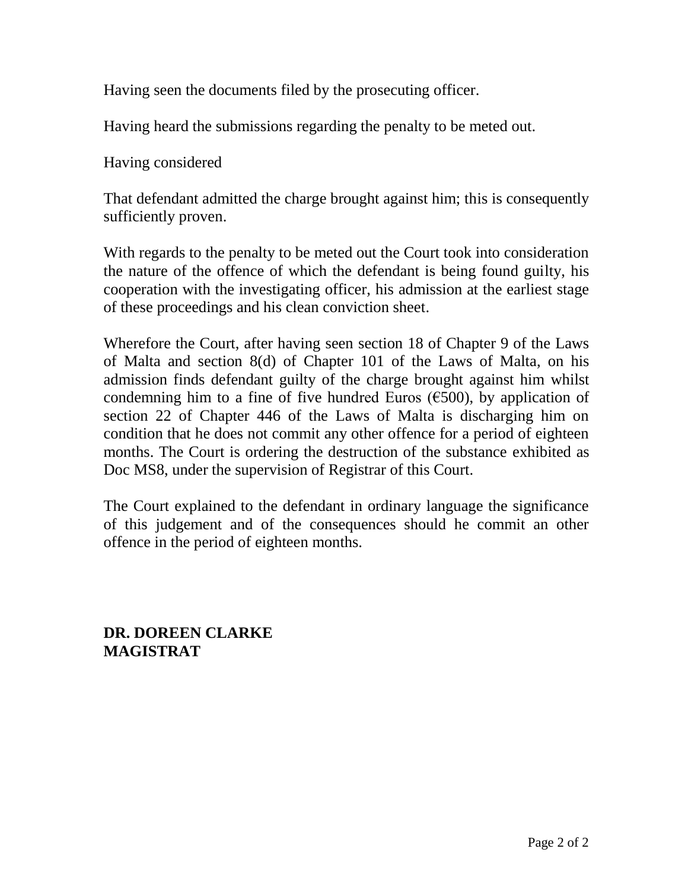Having seen the documents filed by the prosecuting officer.

Having heard the submissions regarding the penalty to be meted out.

Having considered

That defendant admitted the charge brought against him; this is consequently sufficiently proven.

With regards to the penalty to be meted out the Court took into consideration the nature of the offence of which the defendant is being found guilty, his cooperation with the investigating officer, his admission at the earliest stage of these proceedings and his clean conviction sheet.

Wherefore the Court, after having seen section 18 of Chapter 9 of the Laws of Malta and section 8(d) of Chapter 101 of the Laws of Malta, on his admission finds defendant guilty of the charge brought against him whilst condemning him to a fine of five hundred Euros (€500), by application of section 22 of Chapter 446 of the Laws of Malta is discharging him on condition that he does not commit any other offence for a period of eighteen months. The Court is ordering the destruction of the substance exhibited as Doc MS8, under the supervision of Registrar of this Court.

The Court explained to the defendant in ordinary language the significance of this judgement and of the consequences should he commit an other offence in the period of eighteen months.

**DR. DOREEN CLARKE**
**MAGISTRAT**